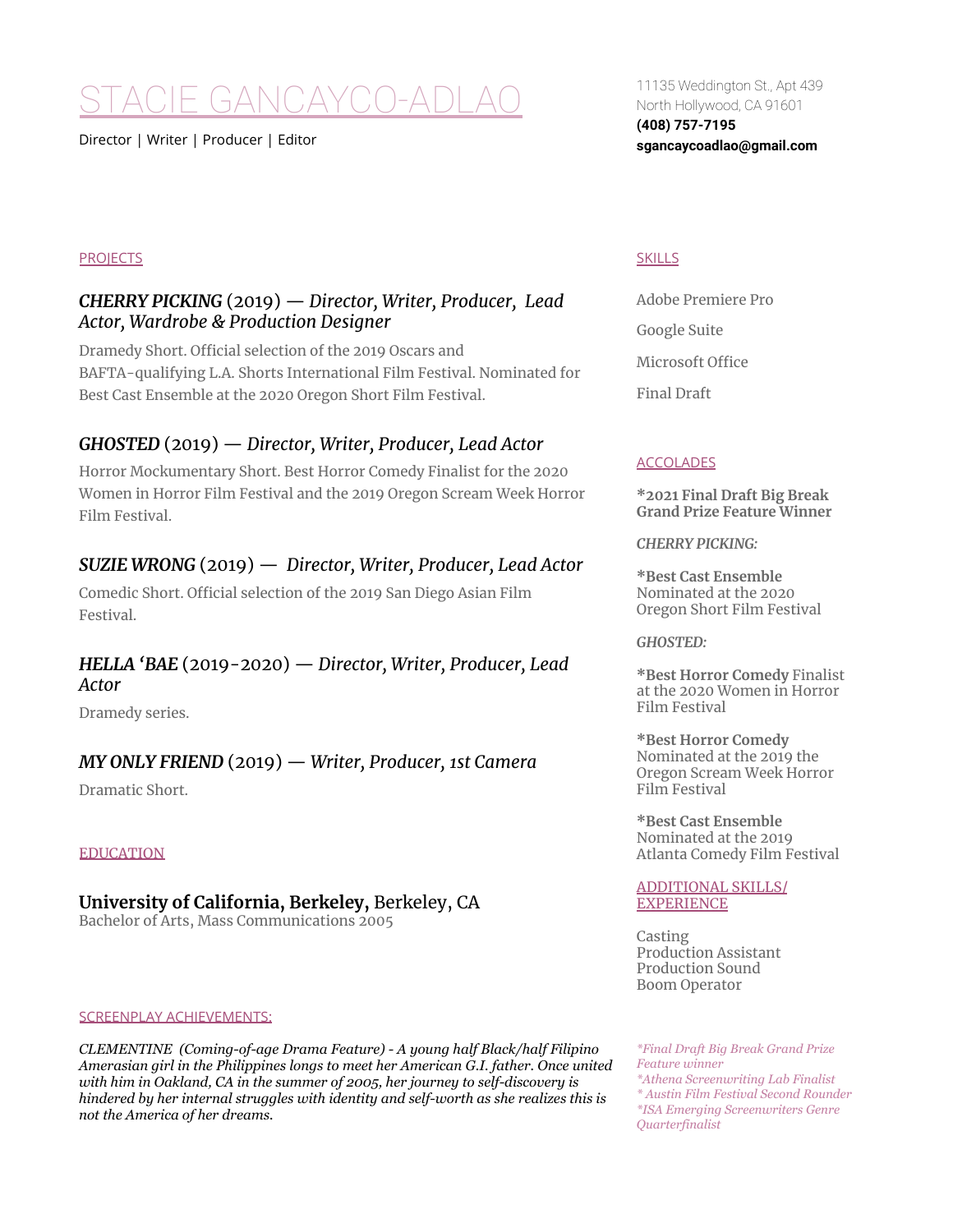# STACIE GANCAYCO-ADLAO

Director | Writer | Producer | Editor

11135 Weddington St., Apt 439
North Hollywood, CA 91601
**(408) 757-7195**
**sgancaycoadlao@gmail.com**

## PROJECTS

### ***CHERRY PICKING*** (2019) — *Director, Writer, Producer, Lead Actor, Wardrobe & Production Designer*

Dramedy Short. Official selection of the 2019 Oscars and BAFTA-qualifying L.A. Shorts International Film Festival. Nominated for Best Cast Ensemble at the 2020 Oregon Short Film Festival.

### ***GHOSTED*** (2019) — *Director, Writer, Producer, Lead Actor*

Horror Mockumentary Short. Best Horror Comedy Finalist for the 2020 Women in Horror Film Festival and the 2019 Oregon Scream Week Horror Film Festival.

### ***SUZIE WRONG*** (2019) — *Director, Writer, Producer, Lead Actor*

Comedic Short. Official selection of the 2019 San Diego Asian Film Festival.

### ***HELLA 'BAE*** (2019-2020) — *Director, Writer, Producer, Lead Actor*

Dramedy series.

### ***MY ONLY FRIEND*** (2019) — *Writer, Producer, 1st Camera*

Dramatic Short.

## EDUCATION

**University of California, Berkeley,** Berkeley, CA
Bachelor of Arts, Mass Communications 2005

## SCREENPLAY ACHIEVEMENTS:

*CLEMENTINE (Coming-of-age Drama Feature) - A young half Black/half Filipino Amerasian girl in the Philippines longs to meet her American G.I. father. Once united with him in Oakland, CA in the summer of 2005, her journey to self-discovery is hindered by her internal struggles with identity and self-worth as she realizes this is not the America of her dreams.*

*\*Final Draft Big Break Grand Prize Feature winner*
*\*Athena Screenwriting Lab Finalist*
*\* Austin Film Festival Second Rounder*
*\*ISA Emerging Screenwriters Genre Quarterfinalist*

## SKILLS

Adobe Premiere Pro

Google Suite

Microsoft Office

Final Draft

## ACCOLADES

**\*2021 Final Draft Big Break Grand Prize Feature Winner**

***CHERRY PICKING:***

**\*Best Cast Ensemble** Nominated at the 2020 Oregon Short Film Festival

***GHOSTED:***

**\*Best Horror Comedy** Finalist at the 2020 Women in Horror Film Festival

**\*Best Horror Comedy** Nominated at the 2019 the Oregon Scream Week Horror Film Festival

**\*Best Cast Ensemble** Nominated at the 2019 Atlanta Comedy Film Festival

## ADDITIONAL SKILLS/ EXPERIENCE

Casting
Production Assistant
Production Sound
Boom Operator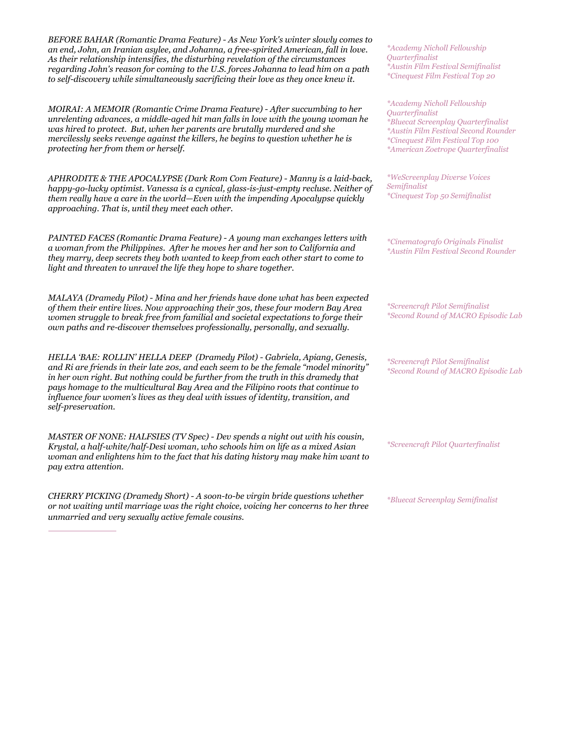*BEFORE BAHAR (Romantic Drama Feature) - As New York's winter slowly comes to an end, John, an Iranian asylee, and Johanna, a free-spirited American, fall in love. As their relationship intensifies, the disturbing revelation of the circumstances regarding John's reason for coming to the U.S. forces Johanna to lead him on a path to self-discovery while simultaneously sacrificing their love as they once knew it.*

*\*Academy Nicholl Fellowship Quarterfinalist*
*\*Austin Film Festival Semifinalist*
*\*Cinequest Film Festival Top 20*

*MOIRAI: A MEMOIR (Romantic Crime Drama Feature) - After succumbing to her unrelenting advances, a middle-aged hit man falls in love with the young woman he was hired to protect. But, when her parents are brutally murdered and she mercilessly seeks revenge against the killers, he begins to question whether he is protecting her from them or herself.*

*\*Academy Nicholl Fellowship Quarterfinalist*
*\*Bluecat Screenplay Quarterfinalist*
*\*Austin Film Festival Second Rounder*
*\*Cinequest Film Festival Top 100*
*\*American Zoetrope Quarterfinalist*

*APHRODITE & THE APOCALYPSE (Dark Rom Com Feature) - Manny is a laid-back, happy-go-lucky optimist. Vanessa is a cynical, glass-is-just-empty recluse. Neither of them really have a care in the world—Even with the impending Apocalypse quickly approaching. That is, until they meet each other.*

*\*WeScreenplay Diverse Voices Semifinalist*
*\*Cinequest Top 50 Semifinalist*

*PAINTED FACES (Romantic Drama Feature) - A young man exchanges letters with a woman from the Philippines. After he moves her and her son to California and they marry, deep secrets they both wanted to keep from each other start to come to light and threaten to unravel the life they hope to share together.*

*\*Cinematografo Originals Finalist*
*\*Austin Film Festival Second Rounder*

*MALAYA (Dramedy Pilot) - Mina and her friends have done what has been expected of them their entire lives. Now approaching their 30s, these four modern Bay Area women struggle to break free from familial and societal expectations to forge their own paths and re-discover themselves professionally, personally, and sexually.*

*\*Screencraft Pilot Semifinalist*
*\*Second Round of MACRO Episodic Lab*

*HELLA 'BAE: ROLLIN' HELLA DEEP (Dramedy Pilot) - Gabriela, Apiang, Genesis, and Ri are friends in their late 20s, and each seem to be the female "model minority" in her own right. But nothing could be further from the truth in this dramedy that pays homage to the multicultural Bay Area and the Filipino roots that continue to influence four women's lives as they deal with issues of identity, transition, and self-preservation.*

*\*Screencraft Pilot Semifinalist*
*\*Second Round of MACRO Episodic Lab*

*MASTER OF NONE: HALFSIES (TV Spec) - Dev spends a night out with his cousin, Krystal, a half-white/half-Desi woman, who schools him on life as a mixed Asian woman and enlightens him to the fact that his dating history may make him want to pay extra attention.*

*\*Screencraft Pilot Quarterfinalist*

*CHERRY PICKING (Dramedy Short) - A soon-to-be virgin bride questions whether or not waiting until marriage was the right choice, voicing her concerns to her three unmarried and very sexually active female cousins.*

*\*Bluecat Screenplay Semifinalist*